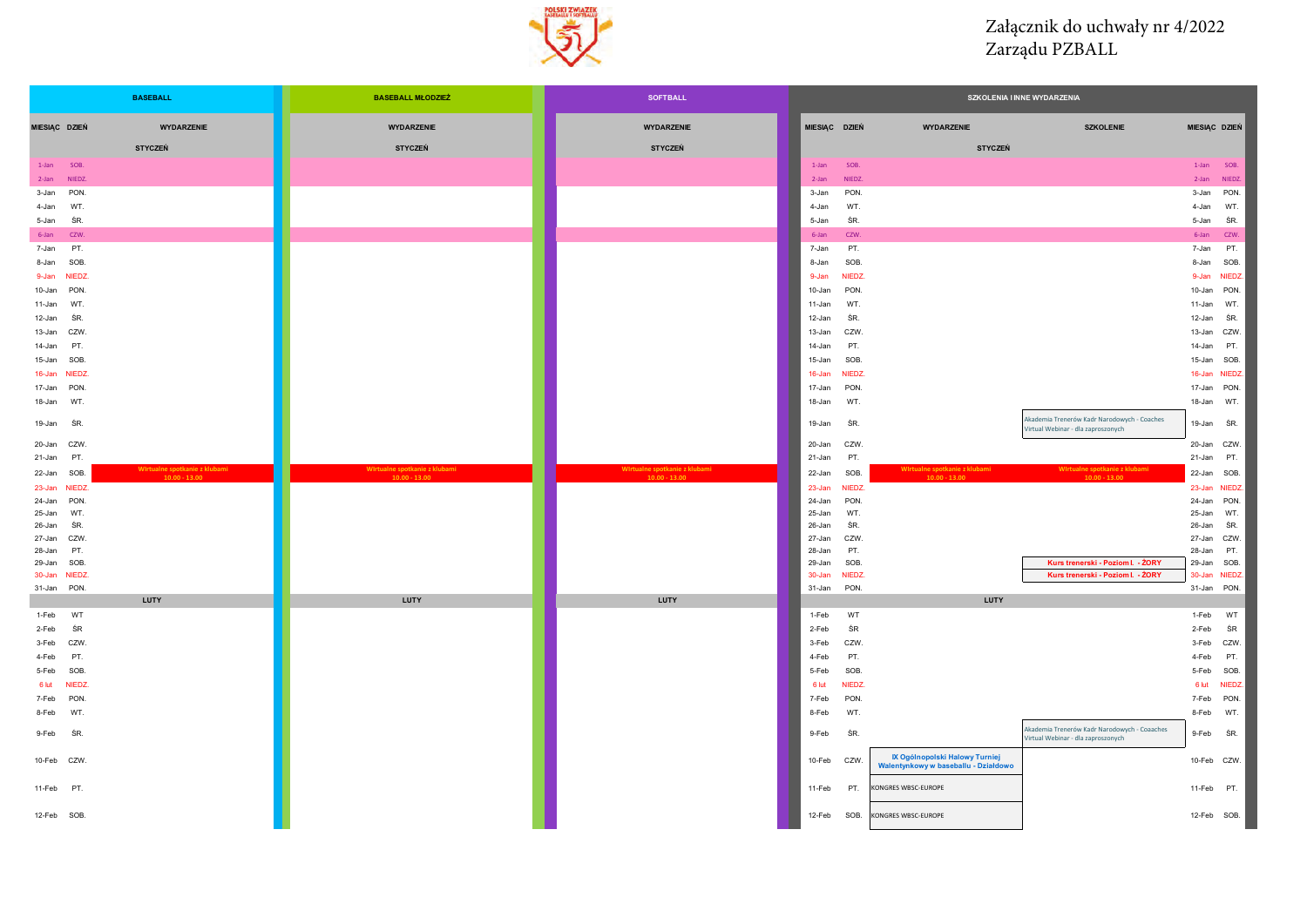Załącznik do uchwały nr 4/2022
Zarządu PZBALL

| MIESIĄC | DZIEŃ | BASEBALL – WYDARZENIE | BASEBALL MŁODZIEŻ – WYDARZENIE | SOFTBALL – WYDARZENIE | MIESIĄC | DZIEŃ | SZKOLENIA I INNE WYDARZENIA – WYDARZENIE | SZKOLENIE | MIESIĄC | DZIEŃ |
|---|---|---|---|---|---|---|---|---|---|---|
| **STYCZEŃ** | | | | | | | | | | |
| 1-Jan | SOB. | | | | 1-Jan | SOB. | | | 1-Jan | SOB. |
| 2-Jan | NIEDZ. | | | | 2-Jan | NIEDZ. | | | 2-Jan | NIEDZ. |
| 3-Jan | PON. | | | | 3-Jan | PON. | | | 3-Jan | PON. |
| 4-Jan | WT. | | | | 4-Jan | WT. | | | 4-Jan | WT. |
| 5-Jan | ŚR. | | | | 5-Jan | ŚR. | | | 5-Jan | ŚR. |
| 6-Jan | CZW. | | | | 6-Jan | CZW. | | | 6-Jan | CZW. |
| 7-Jan | PT. | | | | 7-Jan | PT. | | | 7-Jan | PT. |
| 8-Jan | SOB. | | | | 8-Jan | SOB. | | | 8-Jan | SOB. |
| 9-Jan | NIEDZ. | | | | 9-Jan | NIEDZ. | | | 9-Jan | NIEDZ. |
| 10-Jan | PON. | | | | 10-Jan | PON. | | | 10-Jan | PON. |
| 11-Jan | WT. | | | | 11-Jan | WT. | | | 11-Jan | WT. |
| 12-Jan | ŚR. | | | | 12-Jan | ŚR. | | | 12-Jan | ŚR. |
| 13-Jan | CZW. | | | | 13-Jan | CZW. | | | 13-Jan | CZW. |
| 14-Jan | PT. | | | | 14-Jan | PT. | | | 14-Jan | PT. |
| 15-Jan | SOB. | | | | 15-Jan | SOB. | | | 15-Jan | SOB. |
| 16-Jan | NIEDZ. | | | | 16-Jan | NIEDZ. | | | 16-Jan | NIEDZ. |
| 17-Jan | PON. | | | | 17-Jan | PON. | | | 17-Jan | PON. |
| 18-Jan | WT. | | | | 18-Jan | WT. | | | 18-Jan | WT. |
| 19-Jan | ŚR. | | | | 19-Jan | ŚR. | | Akademia Trenerów Kadr Narodowych - Coaches Virtual Webinar - dla zaproszonych | 19-Jan | ŚR. |
| 20-Jan | CZW. | | | | 20-Jan | CZW. | | | 20-Jan | CZW. |
| 21-Jan | PT. | | | | 21-Jan | PT. | | | 21-Jan | PT. |
| 22-Jan | SOB. | Wirtualne spotkanie z klubami 10.00 - 13.00 | Wirtualne spotkanie z klubami 10.00 - 13.00 | Wirtualne spotkanie z klubami 10.00 - 13.00 | 22-Jan | SOB. | Wirtualne spotkanie z klubami 10.00 - 13.00 | Wirtualne spotkanie z klubami 10.00 - 13.00 | 22-Jan | SOB. |
| 23-Jan | NIEDZ. | | | | 23-Jan | NIEDZ. | | | 23-Jan | NIEDZ. |
| 24-Jan | PON. | | | | 24-Jan | PON. | | | 24-Jan | PON. |
| 25-Jan | WT. | | | | 25-Jan | WT. | | | 25-Jan | WT. |
| 26-Jan | ŚR. | | | | 26-Jan | ŚR. | | | 26-Jan | ŚR. |
| 27-Jan | CZW. | | | | 27-Jan | CZW. | | | 27-Jan | CZW. |
| 28-Jan | PT. | | | | 28-Jan | PT. | | | 28-Jan | PT. |
| 29-Jan | SOB. | | | | 29-Jan | SOB. | | Kurs trenerski - Poziom I. - ŻORY | 29-Jan | SOB. |
| 30-Jan | NIEDZ. | | | | 30-Jan | NIEDZ. | | Kurs trenerski - Poziom I. - ŻORY | 30-Jan | NIEDZ. |
| 31-Jan | PON. | | | | 31-Jan | PON. | | | 31-Jan | PON. |
| **LUTY** | | | | | | | | | | |
| 1-Feb | WT | | | | 1-Feb | WT | | | 1-Feb | WT |
| 2-Feb | ŚR | | | | 2-Feb | ŚR | | | 2-Feb | ŚR |
| 3-Feb | CZW. | | | | 3-Feb | CZW. | | | 3-Feb | CZW. |
| 4-Feb | PT. | | | | 4-Feb | PT. | | | 4-Feb | PT. |
| 5-Feb | SOB. | | | | 5-Feb | SOB. | | | 5-Feb | SOB. |
| 6 lut | NIEDZ. | | | | 6 lut | NIEDZ. | | | 6 lut | NIEDZ. |
| 7-Feb | PON. | | | | 7-Feb | PON. | | | 7-Feb | PON. |
| 8-Feb | WT. | | | | 8-Feb | WT. | | | 8-Feb | WT. |
| 9-Feb | ŚR. | | | | 9-Feb | ŚR. | | Akademia Trenerów Kadr Narodowych - Coaaches Virtual Webinar - dla zaproszonych | 9-Feb | ŚR. |
| 10-Feb | CZW. | | | | 10-Feb | CZW. | IX Ogólnopolski Halowy Turniej Walentynkowy w baseballu - Działdowo | | 10-Feb | CZW. |
| 11-Feb | PT. | | | | 11-Feb | PT. | KONGRES WBSC-EUROPE | | 11-Feb | PT. |
| 12-Feb | SOB. | | | | 12-Feb | SOB. | KONGRES WBSC-EUROPE | | 12-Feb | SOB. |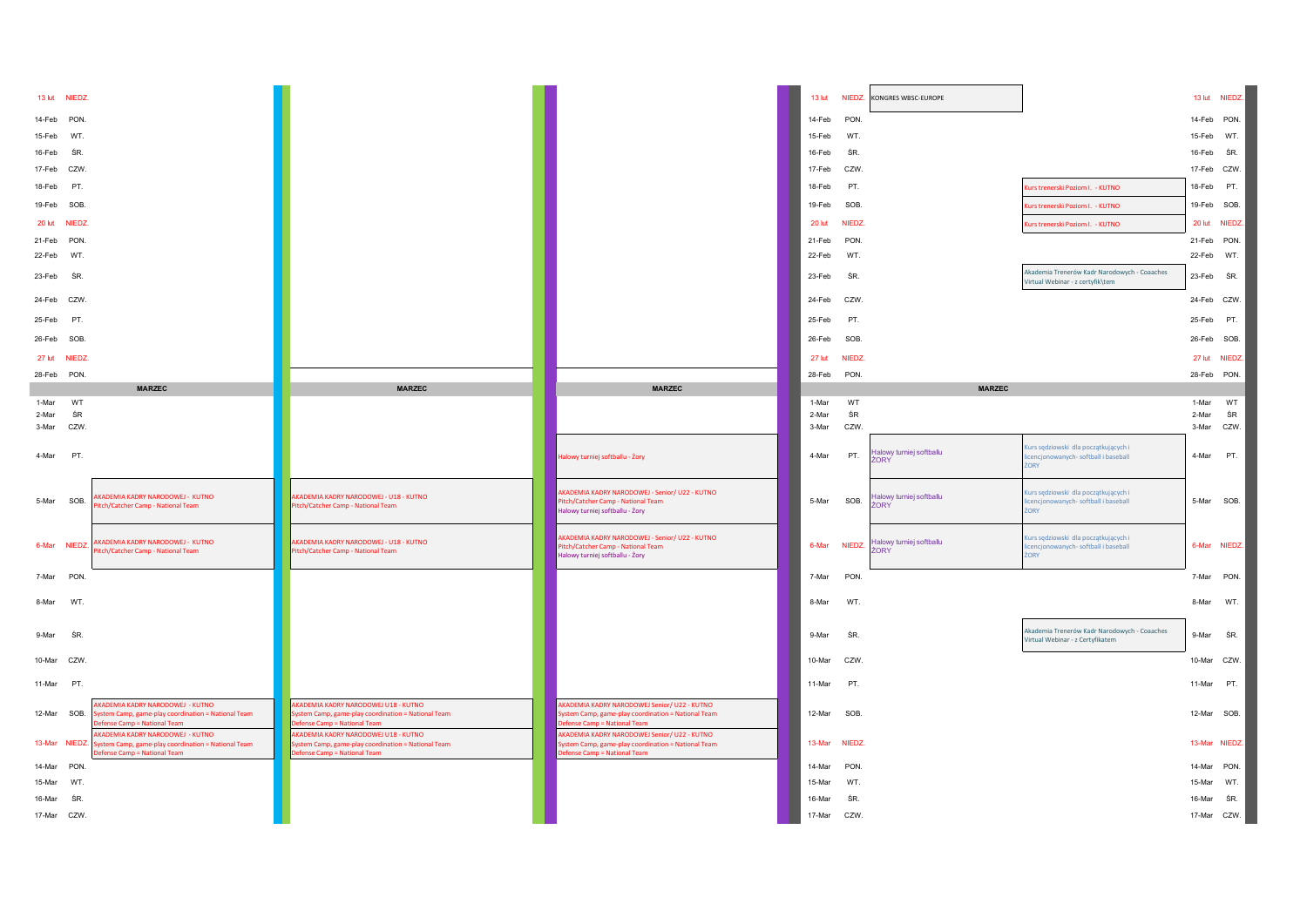| Data | Dzień | | | | Data | Dzień | | | Data | Dzień |
|---|---|---|---|---|---|---|---|---|---|---|
| 13 lut | NIEDZ. | | | | 13 lut | NIEDZ. | KONGRES WBSC-EUROPE | | 13 lut | NIEDZ. |
| 14-Feb | PON. | | | | 14-Feb | PON. | | | 14-Feb | PON. |
| 15-Feb | WT. | | | | 15-Feb | WT. | | | 15-Feb | WT. |
| 16-Feb | ŚR. | | | | 16-Feb | ŚR. | | | 16-Feb | ŚR. |
| 17-Feb | CZW. | | | | 17-Feb | CZW. | | | 17-Feb | CZW. |
| 18-Feb | PT. | | | | 18-Feb | PT. | | Kurs trenerski Poziom I. - KUTNO | 18-Feb | PT. |
| 19-Feb | SOB. | | | | 19-Feb | SOB. | | Kurs trenerski Poziom I. - KUTNO | 19-Feb | SOB. |
| 20 lut | NIEDZ. | | | | 20 lut | NIEDZ. | | Kurs trenerski Poziom I. - KUTNO | 20 lut | NIEDZ. |
| 21-Feb | PON. | | | | 21-Feb | PON. | | | 21-Feb | PON. |
| 22-Feb | WT. | | | | 22-Feb | WT. | | | 22-Feb | WT. |
| 23-Feb | ŚR. | | | | 23-Feb | ŚR. | | Akademia Trenerów Kadr Narodowych - Coaaches Virtual Webinar - z certyfik\tem | 23-Feb | ŚR. |
| 24-Feb | CZW. | | | | 24-Feb | CZW. | | | 24-Feb | CZW. |
| 25-Feb | PT. | | | | 25-Feb | PT. | | | 25-Feb | PT. |
| 26-Feb | SOB. | | | | 26-Feb | SOB. | | | 26-Feb | SOB. |
| 27 lut | NIEDZ. | | | | 27 lut | NIEDZ. | | | 27 lut | NIEDZ. |
| 28-Feb | PON. | | | | 28-Feb | PON. | | | 28-Feb | PON. |
| | | **MARZEC** | **MARZEC** | **MARZEC** | | | **MARZEC** | | | |
| 1-Mar | WT | | | | 1-Mar | WT | | | 1-Mar | WT |
| 2-Mar | ŚR | | | | 2-Mar | ŚR | | | 2-Mar | ŚR |
| 3-Mar | CZW. | | | | 3-Mar | CZW. | | | 3-Mar | CZW. |
| 4-Mar | PT. | | | Halowy turniej softballu - Żory | 4-Mar | PT. | Halowy turniej softballu ŻORY | Kurs sędziowski dla początkujących i licencjonowanych- softball i baseball ŻORY | 4-Mar | PT. |
| 5-Mar | SOB. | AKADEMIA KADRY NARODOWEJ - KUTNO Pitch/Catcher Camp - National Team | AKADEMIA KADRY NARODOWEJ - U18 - KUTNO Pitch/Catcher Camp - National Team | AKADEMIA KADRY NARODOWEJ - Senior/ U22 - KUTNO Pitch/Catcher Camp - National Team Halowy turniej softballu - Żory | 5-Mar | SOB. | Halowy turniej softballu ŻORY | Kurs sędziowski dla początkujących i licencjonowanych- softball i baseball ŻORY | 5-Mar | SOB. |
| 6-Mar | NIEDZ. | AKADEMIA KADRY NARODOWEJ - KUTNO Pitch/Catcher Camp - National Team | AKADEMIA KADRY NARODOWEJ - U18 - KUTNO Pitch/Catcher Camp - National Team | AKADEMIA KADRY NARODOWEJ - Senior/ U22 - KUTNO Pitch/Catcher Camp - National Team Halowy turniej softballu - Żory | 6-Mar | NIEDZ. | Halowy turniej softballu ŻORY | Kurs sędziowski dla początkujących i licencjonowanych- softball i baseball ŻORY | 6-Mar | NIEDZ. |
| 7-Mar | PON. | | | | 7-Mar | PON. | | | 7-Mar | PON. |
| 8-Mar | WT. | | | | 8-Mar | WT. | | | 8-Mar | WT. |
| 9-Mar | ŚR. | | | | 9-Mar | ŚR. | | Akademia Trenerów Kadr Narodowych - Coaaches Virtual Webinar - z Certyfikatem | 9-Mar | ŚR. |
| 10-Mar | CZW. | | | | 10-Mar | CZW. | | | 10-Mar | CZW. |
| 11-Mar | PT. | | | | 11-Mar | PT. | | | 11-Mar | PT. |
| 12-Mar | SOB. | AKADEMIA KADRY NARODOWEJ - KUTNO System Camp, game-play coordination = National Team Defense Camp = National Team | AKADEMIA KADRY NARODOWEJ U18 - KUTNO System Camp, game-play coordination = National Team Defense Camp = National Team | AKADEMIA KADRY NARODOWEJ Senior/ U22 - KUTNO System Camp, game-play coordination = National Team Defense Camp = National Team | 12-Mar | SOB. | | | 12-Mar | SOB. |
| 13-Mar | NIEDZ. | AKADEMIA KADRY NARODOWEJ - KUTNO System Camp, game-play coordination = National Team Defense Camp = National Team | AKADEMIA KADRY NARODOWEJ U18 - KUTNO System Camp, game-play coordination = National Team Defense Camp = National Team | AKADEMIA KADRY NARODOWEJ Senior/ U22 - KUTNO System Camp, game-play coordination = National Team Defense Camp = National Team | 13-Mar | NIEDZ. | | | 13-Mar | NIEDZ. |
| 14-Mar | PON. | | | | 14-Mar | PON. | | | 14-Mar | PON. |
| 15-Mar | WT. | | | | 15-Mar | WT. | | | 15-Mar | WT. |
| 16-Mar | ŚR. | | | | 16-Mar | ŚR. | | | 16-Mar | ŚR. |
| 17-Mar | CZW. | | | | 17-Mar | CZW. | | | 17-Mar | CZW. |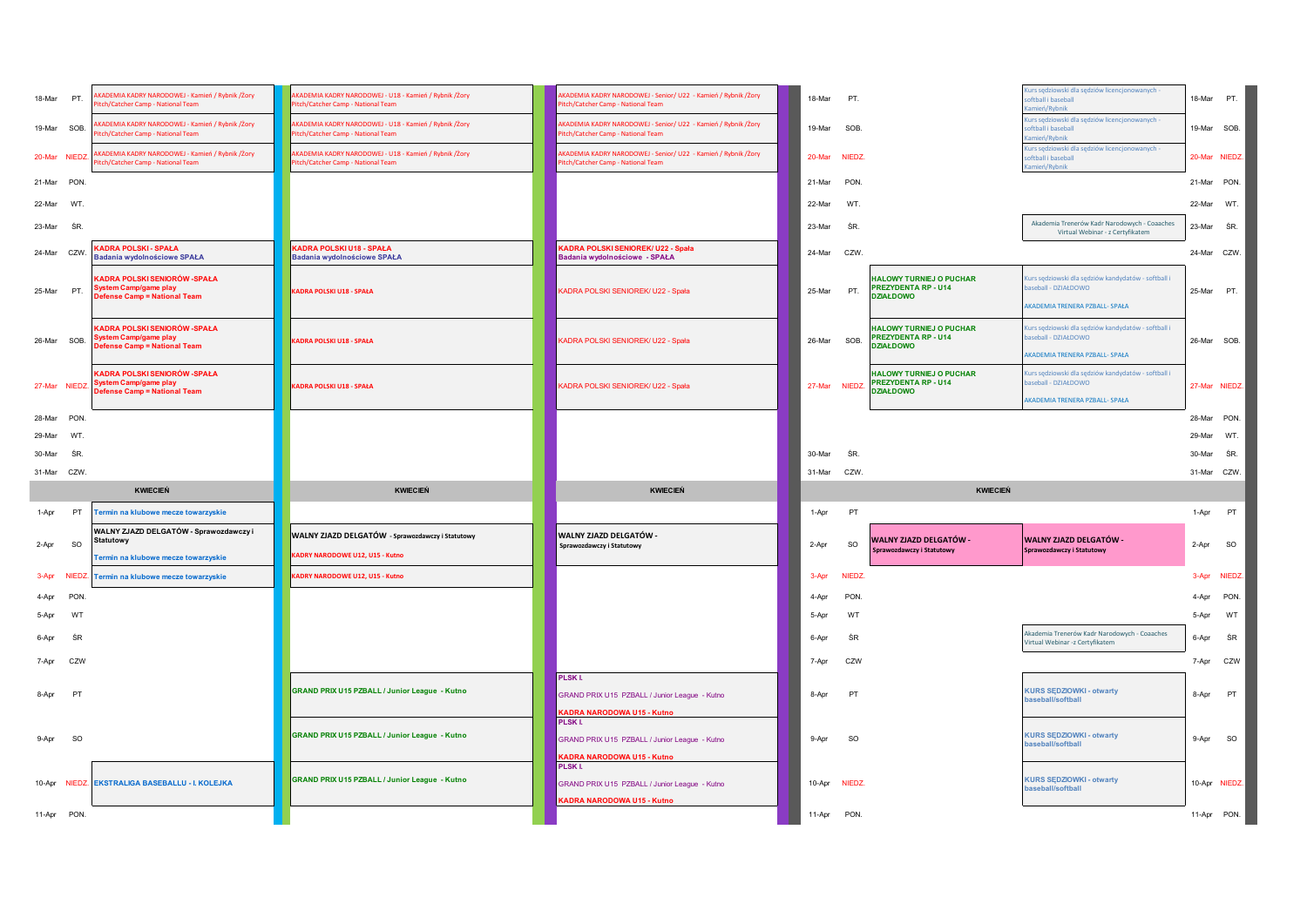| Data | Dzień | | | | Data | Dzień | | | Data | Dzień |
|---|---|---|---|---|---|---|---|---|---|---|
| 18-Mar | PT. | AKADEMIA KADRY NARODOWEJ - Kamień / Rybnik /Żory Pitch/Catcher Camp - National Team | AKADEMIA KADRY NARODOWEJ - U18 - Kamień / Rybnik /Żory Pitch/Catcher Camp - National Team | AKADEMIA KADRY NARODOWEJ - Senior/ U22 - Kamień / Rybnik /Żory Pitch/Catcher Camp - National Team | 18-Mar | PT. | | Kurs sędziowski dla sędziów licencjonowanych - softball i baseball Kamień/Rybnik | 18-Mar | PT. |
| 19-Mar | SOB. | AKADEMIA KADRY NARODOWEJ - Kamień / Rybnik /Żory Pitch/Catcher Camp - National Team | AKADEMIA KADRY NARODOWEJ - U18 - Kamień / Rybnik /Żory Pitch/Catcher Camp - National Team | AKADEMIA KADRY NARODOWEJ - Senior/ U22 - Kamień / Rybnik /Żory Pitch/Catcher Camp - National Team | 19-Mar | SOB. | | Kurs sędziowski dla sędziów licencjonowanych - softball i baseball Kamień/Rybnik | 19-Mar | SOB. |
| 20-Mar | NIEDZ. | AKADEMIA KADRY NARODOWEJ - Kamień / Rybnik /Żory Pitch/Catcher Camp - National Team | AKADEMIA KADRY NARODOWEJ - U18 - Kamień / Rybnik /Żory Pitch/Catcher Camp - National Team | AKADEMIA KADRY NARODOWEJ - Senior/ U22 - Kamień / Rybnik /Żory Pitch/Catcher Camp - National Team | 20-Mar | NIEDZ. | | Kurs sędziowski dla sędziów licencjonowanych - softball i baseball Kamień/Rybnik | 20-Mar | NIEDZ. |
| 21-Mar | PON. | | | | 21-Mar | PON. | | | 21-Mar | PON. |
| 22-Mar | WT. | | | | 22-Mar | WT. | | | 22-Mar | WT. |
| 23-Mar | ŚR. | | | | 23-Mar | ŚR. | | Akademia Trenerów Kadr Narodowych - Coaaches Virtual Webinar - z Certyfikatem | 23-Mar | ŚR. |
| 24-Mar | CZW. | **KADRA POLSKI - SPAŁA** **Badania wydolnościowe SPAŁA** | **KADRA POLSKI U18 - SPAŁA** **Badania wydolnościowe SPAŁA** | **KADRA POLSKI SENIOREK/ U22 - Spała** **Badania wydolnościowe - SPAŁA** | 24-Mar | CZW. | | | 24-Mar | CZW. |
| 25-Mar | PT. | **KADRA POLSKI SENIORÓW -SPAŁA** **System Camp/game play** **Defense Camp = National Team** | KADRA POLSKI U18 - SPAŁA | KADRA POLSKI SENIOREK/ U22 - Spała | 25-Mar | PT. | **HALOWY TURNIEJ O PUCHAR PREZYDENTA RP - U14 DZIAŁDOWO** | Kurs sędziowski dla sędziów kandydatów - softball i baseball - DZIAŁDOWO AKADEMIA TRENERA PZBALL- SPAŁA | 25-Mar | PT. |
| 26-Mar | SOB. | **KADRA POLSKI SENIORÓW -SPAŁA** **System Camp/game play** **Defense Camp = National Team** | KADRA POLSKI U18 - SPAŁA | KADRA POLSKI SENIOREK/ U22 - Spała | 26-Mar | SOB. | **HALOWY TURNIEJ O PUCHAR PREZYDENTA RP - U14 DZIAŁDOWO** | Kurs sędziowski dla sędziów kandydatów - softball i baseball - DZIAŁDOWO AKADEMIA TRENERA PZBALL- SPAŁA | 26-Mar | SOB. |
| 27-Mar | NIEDZ. | **KADRA POLSKI SENIORÓW -SPAŁA** **System Camp/game play** **Defense Camp = National Team** | KADRA POLSKI U18 - SPAŁA | KADRA POLSKI SENIOREK/ U22 - Spała | 27-Mar | NIEDZ. | **HALOWY TURNIEJ O PUCHAR PREZYDENTA RP - U14 DZIAŁDOWO** | Kurs sędziowski dla sędziów kandydatów - softball i baseball - DZIAŁDOWO AKADEMIA TRENERA PZBALL- SPAŁA | 27-Mar | NIEDZ. |
| 28-Mar | PON. | | | | | | | | 28-Mar | PON. |
| 29-Mar | WT. | | | | | | | | 29-Mar | WT. |
| 30-Mar | ŚR. | | | | 30-Mar | ŚR. | | | 30-Mar | ŚR. |
| 31-Mar | CZW. | | | | 31-Mar | CZW. | | | 31-Mar | CZW. |
| | | **KWIECIEŃ** | **KWIECIEŃ** | **KWIECIEŃ** | | | **KWIECIEŃ** | | | |
| 1-Apr | PT | Termin na klubowe mecze towarzyskie | | | 1-Apr | PT | | | 1-Apr | PT |
| 2-Apr | SO | **WALNY ZJAZD DELGATÓW - Sprawozdawczy i Statutowy** Termin na klubowe mecze towarzyskie | **WALNY ZJAZD DELGATÓW** - Sprawozdawczy i Statutowy KADRY NARODOWE U12, U15 - Kutno | **WALNY ZJAZD DELGATÓW -** Sprawozdawczy i Statutowy | 2-Apr | SO | **WALNY ZJAZD DELGATÓW -** Sprawozdawczy i Statutowy | **WALNY ZJAZD DELGATÓW -** Sprawozdawczy i Statutowy | 2-Apr | SO |
| 3-Apr | NIEDZ. | Termin na klubowe mecze towarzyskie | KADRY NARODOWE U12, U15 - Kutno | | 3-Apr | NIEDZ. | | | 3-Apr | NIEDZ. |
| 4-Apr | PON. | | | | 4-Apr | PON. | | | 4-Apr | PON. |
| 5-Apr | WT | | | | 5-Apr | WT | | | 5-Apr | WT |
| 6-Apr | ŚR | | | | 6-Apr | ŚR | | Akademia Trenerów Kadr Narodowych - Coaaches Virtual Webinar -z Certyfikatem | 6-Apr | ŚR |
| 7-Apr | CZW | | | | 7-Apr | CZW | | | 7-Apr | CZW |
| 8-Apr | PT | | **GRAND PRIX U15 PZBALL / Junior League - Kutno** | **PLSK I.** GRAND PRIX U15 PZBALL / Junior League - Kutno **KADRA NARODOWA U15 - Kutno** | 8-Apr | PT | | **KURS SĘDZIOWKI - otwarty baseball/softball** | 8-Apr | PT |
| 9-Apr | SO | | **GRAND PRIX U15 PZBALL / Junior League - Kutno** | **PLSK I.** GRAND PRIX U15 PZBALL / Junior League - Kutno **KADRA NARODOWA U15 - Kutno** | 9-Apr | SO | | **KURS SĘDZIOWKI - otwarty baseball/softball** | 9-Apr | SO |
| 10-Apr | NIEDZ. | **EKSTRALIGA BASEBALLU - I. KOLEJKA** | **GRAND PRIX U15 PZBALL / Junior League - Kutno** | **PLSK I.** GRAND PRIX U15 PZBALL / Junior League - Kutno **KADRA NARODOWA U15 - Kutno** | 10-Apr | NIEDZ. | | **KURS SĘDZIOWKI - otwarty baseball/softball** | 10-Apr | NIEDZ. |
| 11-Apr | PON. | | | | 11-Apr | PON. | | | 11-Apr | PON. |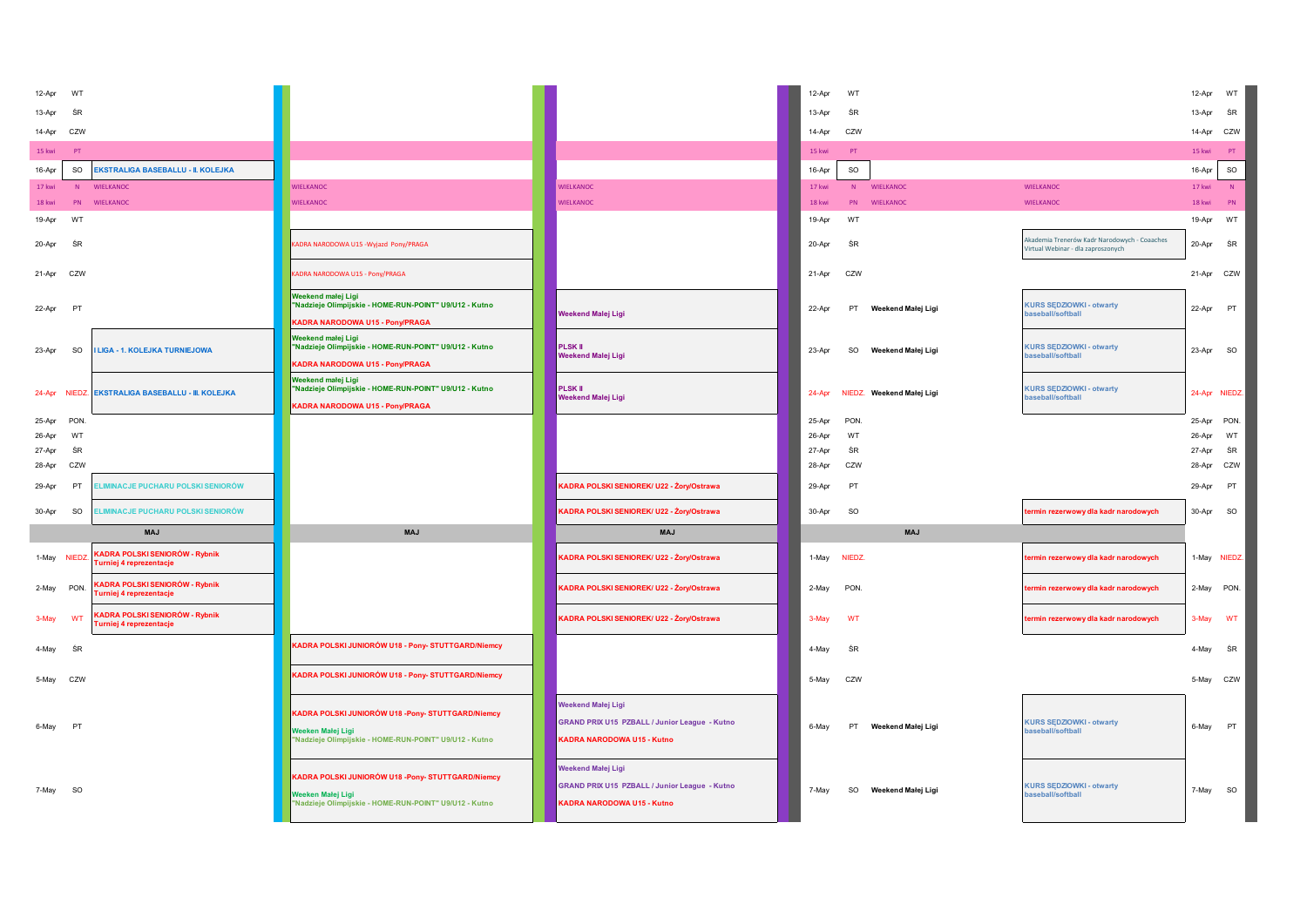| Data | Dzień | | | | Data | Dzień | | | Data | Dzień |
|---|---|---|---|---|---|---|---|---|---|---|
| 12-Apr | WT | | | | 12-Apr | WT | | | 12-Apr | WT |
| 13-Apr | ŚR | | | | 13-Apr | ŚR | | | 13-Apr | ŚR |
| 14-Apr | CZW | | | | 14-Apr | CZW | | | 14-Apr | CZW |
| 15 kwi | PT | | | | 15 kwi | PT | | | 15 kwi | PT |
| 16-Apr | SO | EKSTRALIGA BASEBALLU - II. KOLEJKA | | | 16-Apr | SO | | | 16-Apr | SO |
| 17 kwi | N | WIELKANOC | WIELKANOC | WIELKANOC | 17 kwi | N | WIELKANOC | WIELKANOC | 17 kwi | N |
| 18 kwi | PN | WIELKANOC | WIELKANOC | WIELKANOC | 18 kwi | PN | WIELKANOC | WIELKANOC | 18 kwi | PN |
| 19-Apr | WT | | | | 19-Apr | WT | | | 19-Apr | WT |
| 20-Apr | ŚR | | KADRA NARODOWA U15 -Wyjazd Pony/PRAGA | | 20-Apr | ŚR | | Akademia Trenerów Kadr Narodowych - Coaaches Virtual Webinar - dla zaproszonych | 20-Apr | ŚR |
| 21-Apr | CZW | | KADRA NARODOWA U15 - Pony/PRAGA | | 21-Apr | CZW | | | 21-Apr | CZW |
| 22-Apr | PT | | Weekend malej Ligi<br>"Nadzieje Olimpijskie - HOME-RUN-POINT" U9/U12 - Kutno<br>KADRA NARODOWA U15 - Pony/PRAGA | Weekend Małej Ligi | 22-Apr | PT | Weekend Małej Ligi | KURS SĘDZIOWKI - otwarty baseball/softball | 22-Apr | PT |
| 23-Apr | SO | I LIGA - 1. KOLEJKA TURNIEJOWA | Weekend malej Ligi<br>"Nadzieje Olimpijskie - HOME-RUN-POINT" U9/U12 - Kutno<br>KADRA NARODOWA U15 - Pony/PRAGA | PLSK II<br>Weekend Małej Ligi | 23-Apr | SO | Weekend Małej Ligi | KURS SĘDZIOWKI - otwarty baseball/softball | 23-Apr | SO |
| 24-Apr | NIEDZ. | EKSTRALIGA BASEBALLU - III. KOLEJKA | Weekend malej Ligi<br>"Nadzieje Olimpijskie - HOME-RUN-POINT" U9/U12 - Kutno<br>KADRA NARODOWA U15 - Pony/PRAGA | PLSK II<br>Weekend Małej Ligi | 24-Apr | NIEDZ. | Weekend Małej Ligi | KURS SĘDZIOWKI - otwarty baseball/softball | 24-Apr | NIEDZ. |
| 25-Apr | PON. | | | | 25-Apr | PON. | | | 25-Apr | PON. |
| 26-Apr | WT | | | | 26-Apr | WT | | | 26-Apr | WT |
| 27-Apr | ŚR | | | | 27-Apr | ŚR | | | 27-Apr | ŚR |
| 28-Apr | CZW | | | | 28-Apr | CZW | | | 28-Apr | CZW |
| 29-Apr | PT | ELIMINACJE PUCHARU POLSKI SENIORÓW | | KADRA POLSKI SENIOREK/ U22 - Żory/Ostrawa | 29-Apr | PT | | | 29-Apr | PT |
| 30-Apr | SO | ELIMINACJE PUCHARU POLSKI SENIORÓW | | KADRA POLSKI SENIOREK/ U22 - Żory/Ostrawa | 30-Apr | SO | | termin rezerwowy dla kadr narodowych | 30-Apr | SO |
| | | MAJ | MAJ | MAJ | | | MAJ | | | |
| 1-May | NIEDZ. | KADRA POLSKI SENIORÓW - Rybnik<br>Turniej 4 reprezentacje | | KADRA POLSKI SENIOREK/ U22 - Żory/Ostrawa | 1-May | NIEDZ. | | termin rezerwowy dla kadr narodowych | 1-May | NIEDZ. |
| 2-May | PON. | KADRA POLSKI SENIORÓW - Rybnik<br>Turniej 4 reprezentacje | | KADRA POLSKI SENIOREK/ U22 - Żory/Ostrawa | 2-May | PON. | | termin rezerwowy dla kadr narodowych | 2-May | PON. |
| 3-May | WT | KADRA POLSKI SENIORÓW - Rybnik<br>Turniej 4 reprezentacje | | KADRA POLSKI SENIOREK/ U22 - Żory/Ostrawa | 3-May | WT | | termin rezerwowy dla kadr narodowych | 3-May | WT |
| 4-May | ŚR | | KADRA POLSKI JUNIORÓW U18 - Pony- STUTTGARD/Niemcy | | 4-May | ŚR | | | 4-May | ŚR |
| 5-May | CZW | | KADRA POLSKI JUNIORÓW U18 - Pony- STUTTGARD/Niemcy | | 5-May | CZW | | | 5-May | CZW |
| 6-May | PT | | KADRA POLSKI JUNIORÓW U18 -Pony- STUTTGARD/Niemcy<br>Weeken Małej Ligi<br>"Nadzieje Olimpijskie - HOME-RUN-POINT" U9/U12 - Kutno | Weekend Małej Ligi<br>GRAND PRIX U15 PZBALL / Junior League - Kutno<br>KADRA NARODOWA U15 - Kutno | 6-May | PT | Weekend Małej Ligi | KURS SĘDZIOWKI - otwarty baseball/softball | 6-May | PT |
| 7-May | SO | | KADRA POLSKI JUNIORÓW U18 -Pony- STUTTGARD/Niemcy<br>Weeken Małej Ligi<br>"Nadzieje Olimpijskie - HOME-RUN-POINT" U9/U12 - Kutno | Weekend Małej Ligi<br>GRAND PRIX U15 PZBALL / Junior League - Kutno<br>KADRA NARODOWA U15 - Kutno | 7-May | SO | Weekend Małej Ligi | KURS SĘDZIOWKI - otwarty baseball/softball | 7-May | SO |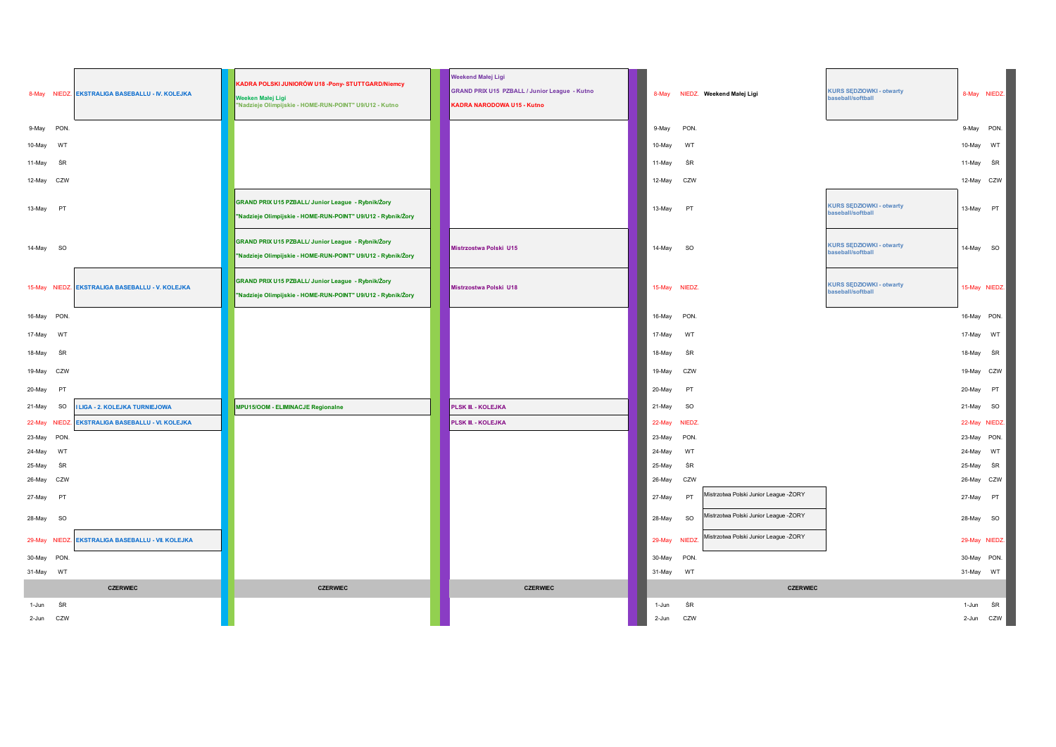| Date | Day | Ekstraliga / I Liga | | Date | Day | | | Date | Day |
|---|---|---|---|---|---|---|---|---|---|
| 8-May | NIEDZ. | EKSTRALIGA BASEBALLU - IV. KOLEJKA | KADRA POLSKI JUNIORÓW U18 -Pony- STUTTGARD/Niemcy<br>Weeken Małej Ligi<br>"Nadzieje Olimpijskie - HOME-RUN-POINT" U9/U12 - Kutno | Weekend Małej Ligi<br>GRAND PRIX U15 PZBALL / Junior League - Kutno<br>KADRA NARODOWA U15 - Kutno | 8-May | NIEDZ. | Weekend Małej Ligi | KURS SĘDZIOWKI - otwarty baseball/softball | 8-May | NIEDZ. |
| 9-May | PON. | | | | 9-May | PON. | | | 9-May | PON. |
| 10-May | WT | | | | 10-May | WT | | | 10-May | WT |
| 11-May | ŚR | | | | 11-May | ŚR | | | 11-May | ŚR |
| 12-May | CZW | | | | 12-May | CZW | | | 12-May | CZW |
| 13-May | PT | | GRAND PRIX U15 PZBALL/ Junior League - Rybnik/Żory<br>"Nadzieje Olimpijskie - HOME-RUN-POINT" U9/U12 - Rybnik/Żory | | 13-May | PT | | KURS SĘDZIOWKI - otwarty baseball/softball | 13-May | PT |
| 14-May | SO | | GRAND PRIX U15 PZBALL/ Junior League - Rybnik/Żory<br>"Nadzieje Olimpijskie - HOME-RUN-POINT" U9/U12 - Rybnik/Żory | Mistrzostwa Polski U15 | 14-May | SO | | KURS SĘDZIOWKI - otwarty baseball/softball | 14-May | SO |
| 15-May | NIEDZ. | EKSTRALIGA BASEBALLU - V. KOLEJKA | GRAND PRIX U15 PZBALL/ Junior League - Rybnik/Żory<br>"Nadzieje Olimpijskie - HOME-RUN-POINT" U9/U12 - Rybnik/Żory | Mistrzostwa Polski U18 | 15-May | NIEDZ. | | KURS SĘDZIOWKI - otwarty baseball/softball | 15-May | NIEDZ. |
| 16-May | PON. | | | | 16-May | PON. | | | 16-May | PON. |
| 17-May | WT | | | | 17-May | WT | | | 17-May | WT |
| 18-May | ŚR | | | | 18-May | ŚR | | | 18-May | ŚR |
| 19-May | CZW | | | | 19-May | CZW | | | 19-May | CZW |
| 20-May | PT | | | | 20-May | PT | | | 20-May | PT |
| 21-May | SO | I LIGA - 2. KOLEJKA TURNIEJOWA | MPU15/OOM - ELIMINACJE Regionalne | PLSK III. - KOLEJKA | 21-May | SO | | | 21-May | SO |
| 22-May | NIEDZ. | EKSTRALIGA BASEBALLU - VI. KOLEJKA | | PLSK III. - KOLEJKA | 22-May | NIEDZ. | | | 22-May | NIEDZ. |
| 23-May | PON. | | | | 23-May | PON. | | | 23-May | PON. |
| 24-May | WT | | | | 24-May | WT | | | 24-May | WT |
| 25-May | ŚR | | | | 25-May | ŚR | | | 25-May | ŚR |
| 26-May | CZW | | | | 26-May | CZW | | | 26-May | CZW |
| 27-May | PT | | | | 27-May | PT | Mistrzotwa Polski Junior League -ŻORY | | 27-May | PT |
| 28-May | SO | | | | 28-May | SO | Mistrzotwa Polski Junior League -ŻORY | | 28-May | SO |
| 29-May | NIEDZ. | EKSTRALIGA BASEBALLU - VII. KOLEJKA | | | 29-May | NIEDZ. | Mistrzotwa Polski Junior League -ŻORY | | 29-May | NIEDZ. |
| 30-May | PON. | | | | 30-May | PON. | | | 30-May | PON. |
| 31-May | WT | | | | 31-May | WT | | | 31-May | WT |
| | | CZERWIEC | CZERWIEC | CZERWIEC | | | CZERWIEC | | | |
| 1-Jun | ŚR | | | | 1-Jun | ŚR | | | 1-Jun | ŚR |
| 2-Jun | CZW | | | | 2-Jun | CZW | | | 2-Jun | CZW |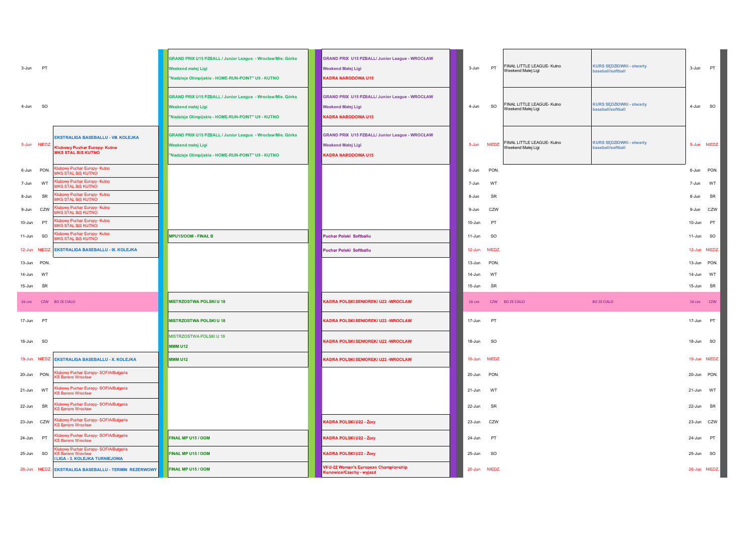| Data | Dzień | | | | Data | Dzień | | | Data | Dzień |
|---|---|---|---|---|---|---|---|---|---|---|
| 3-Jun | PT | | GRAND PRIX U15 PZBALL / Junior League - Wrocław/Mie. Górka<br>Weekend małej Ligi<br>"Nadzieje Olimpijskie - HOME-RUN-POINT" U9 - KUTNO | GRAND PRIX U15 PZBALL/ Junior League - WROCŁAW<br>Weekend Małej Ligi<br>KADRA NARODOWA U15 | 3-Jun | PT | FINAŁ LITTLE LEAGUE- Kutno<br>Weekend Małej Ligi | KURS SĘDZIOWKI - otwarty baseball/softball | 3-Jun | PT |
| 4-Jun | SO | | GRAND PRIX U15 PZBALL / Junior League - Wrocław/Mie. Górka<br>Weekend małej Ligi<br>"Nadzieje Olimpijskie - HOME-RUN-POINT" U9 - KUTNO | GRAND PRIX U15 PZBALL/ Junior League - WROCŁAW<br>Weekend Małej Ligi<br>KADRA NARODOWA U15 | 4-Jun | SO | FINAŁ LITTLE LEAGUE- Kutno<br>Weekend Małej Ligi | KURS SĘDZIOWKI - otwarty baseball/softball | 4-Jun | SO |
| 5-Jun | NIEDZ. | EKSTRALIGA BASEBALLU - VIII. KOLEJKA<br>Klubowy Puchar Europy- Kutno<br>MKS STAL BiS KUTNO | GRAND PRIX U15 PZBALL / Junior League - Wrocław/Mie. Górka<br>Weekend małej Ligi<br>"Nadzieje Olimpijskie - HOME-RUN-POINT" U9 - KUTNO | GRAND PRIX U15 PZBALL/ Junior League - WROCŁAW<br>Weekend Małej Ligi<br>KADRA NARODOWA U15 | 5-Jun | NIEDZ. | FINAŁ LITTLE LEAGUE- Kutno<br>Weekend Małej Ligi | KURS SĘDZIOWKI - otwarty baseball/softball | 5-Jun | NIEDZ. |
| 6-Jun | PON. | Klubowy Puchar Europy- Kutno<br>MKS STAL BiS KUTNO | | | 6-Jun | PON. | | | 6-Jun | PON. |
| 7-Jun | WT | Klubowy Puchar Europy- Kutno<br>MKS STAL BiS KUTNO | | | 7-Jun | WT | | | 7-Jun | WT |
| 8-Jun | ŚR | Klubowy Puchar Europy- Kutno<br>MKS STAL BiS KUTNO | | | 8-Jun | ŚR | | | 8-Jun | ŚR |
| 9-Jun | CZW | Klubowy Puchar Europy- Kutno<br>MKS STAL BiS KUTNO | | | 9-Jun | CZW | | | 9-Jun | CZW |
| 10-Jun | PT | Klubowy Puchar Europy- Kutno<br>MKS STAL BiS KUTNO | | | 10-Jun | PT | | | 10-Jun | PT |
| 11-Jun | SO | Klubowy Puchar Europy- Kutno<br>MKS STAL BiS KUTNO | MPU15/OOM - FINAŁ B | Puchar Polski Softballu | 11-Jun | SO | | | 11-Jun | SO |
| 12-Jun | NIEDZ. | EKSTRALIGA BASEBALLU - IX. KOLEJKA | | Puchar Polski Softballu | 12-Jun | NIEDZ. | | | 12-Jun | NIEDZ. |
| 13-Jun | PON. | | | | 13-Jun | PON. | | | 13-Jun | PON. |
| 14-Jun | WT | | | | 14-Jun | WT | | | 14-Jun | WT |
| 15-Jun | ŚR | | | | 15-Jun | ŚR | | | 15-Jun | ŚR |
| 16 cze | CZW | BO ZE CIALO | MISTRZOSTWA POLSKI U 18 | KADRA POLSKI SENIOREK/ U22 -WROCŁAW | 16 cze | CZW | BO ZE CIALO | BO ZE CIALO | 16 cze | CZW |
| 17-Jun | PT | | MISTRZOSTWA POLSKI U 18 | KADRA POLSKI SENIOREK/ U22 -WROCŁAW | 17-Jun | PT | | | 17-Jun | PT |
| 18-Jun | SO | | MISTRZOSTWA POLSKI U 18<br>MMM U12 | KADRA POLSKI SENIOREK/ U22 -WROCŁAW | 18-Jun | SO | | | 18-Jun | SO |
| 19-Jun | NIEDZ. | EKSTRALIGA BASEBALLU - X. KOLEJKA | MMM U12 | KADRA POLSKI SENIOREK/ U22 -WROCŁAW | 19-Jun | NIEDZ. | | | 19-Jun | NIEDZ. |
| 20-Jun | PON. | Klubowy Puchar Europy- SOFIA/Bułgaria<br>KS Barons Wrocław | | | 20-Jun | PON. | | | 20-Jun | PON. |
| 21-Jun | WT | Klubowy Puchar Europy- SOFIA/Bułgaria<br>KS Barons Wrocław | | | 21-Jun | WT | | | 21-Jun | WT |
| 22-Jun | ŚR | Klubowy Puchar Europy- SOFIA/Bułgaria<br>KS Barons Wrocław | | | 22-Jun | ŚR | | | 22-Jun | ŚR |
| 23-Jun | CZW | Klubowy Puchar Europy- SOFIA/Bułgaria<br>KS Barons Wrocław | | KADRA POLSKI U22 - Żory | 23-Jun | CZW | | | 23-Jun | CZW |
| 24-Jun | PT | Klubowy Puchar Europy- SOFIA/Bułgaria<br>KS Barons Wrocław | FINAŁ MP U15 / OOM | KADRA POLSKI U22 - Żory | 24-Jun | PT | | | 24-Jun | PT |
| 25-Jun | SO | Klubowy Puchar Europy- SOFIA/Bułgaria<br>KS Barons Wrocław<br>I LIGA - 3. KOLEJKA TURNIEJOWA | FINAŁ MP U15 / OOM | KADRA POLSKI U22 - Żory | 25-Jun | SO | | | 25-Jun | SO |
| 26-Jun | NIEDZ. | EKSTRALIGA BASEBALLU - TERMIN REZERWOWY | FINAŁ MP U15 / OOM | VII U-22 Women's European Championship<br>Kunowice/Czechy - wyjazd | 26-Jun | NIEDZ. | | | 26-Jun | NIEDZ. |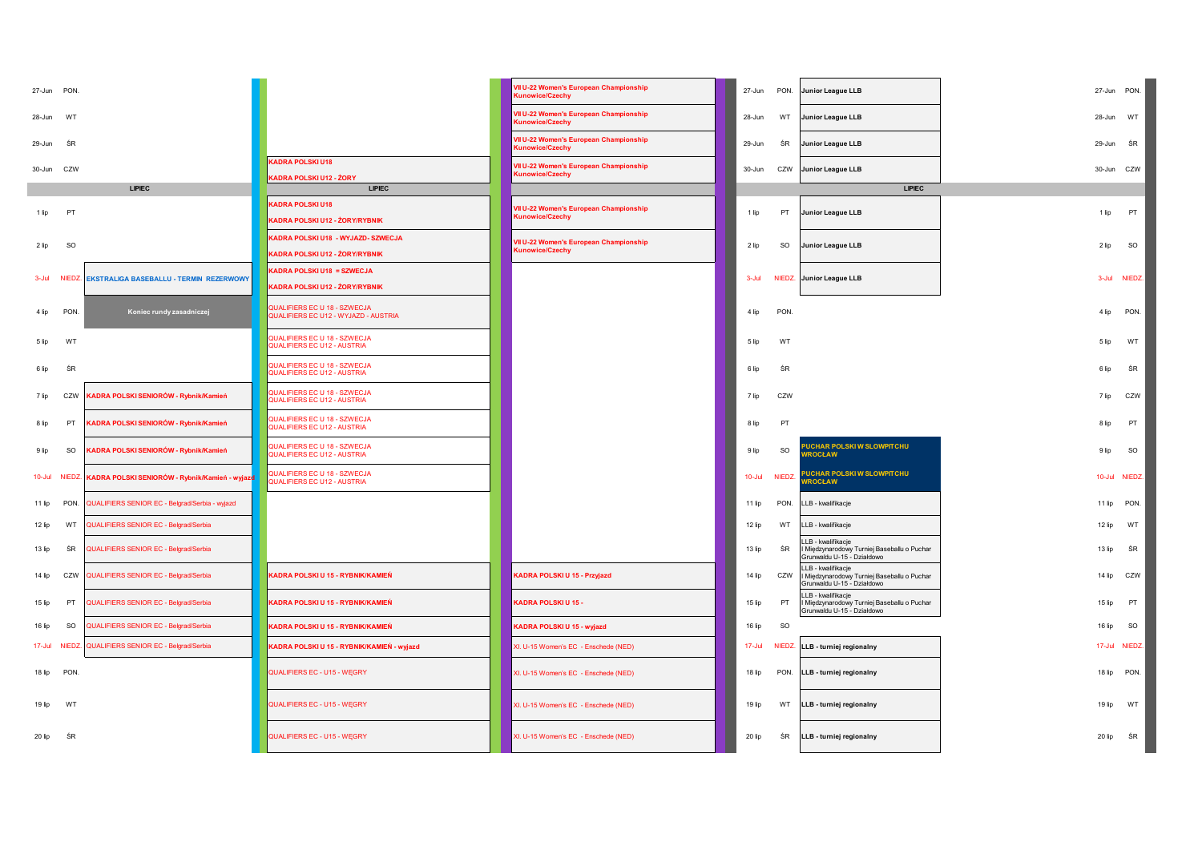| Data | Dzień | Seniorzy | Kadry młodzieżowe | Kobiety | Data | Dzień | LLB | Data | Dzień |
|---|---|---|---|---|---|---|---|---|---|
| 27-Jun | PON. | | | VII U-22 Women's European Championship Kunowice/Czechy | 27-Jun | PON. | Junior League LLB | 27-Jun | PON. |
| 28-Jun | WT | | | VII U-22 Women's European Championship Kunowice/Czechy | 28-Jun | WT | Junior League LLB | 28-Jun | WT |
| 29-Jun | ŚR | | KADRA POLSKI U18 | VII U-22 Women's European Championship Kunowice/Czechy | 29-Jun | ŚR | Junior League LLB | 29-Jun | ŚR |
| 30-Jun | CZW | | KADRA POLSKI U12 - ŻORY | VII U-22 Women's European Championship Kunowice/Czechy | 30-Jun | CZW | Junior League LLB | 30-Jun | CZW |
| | | LIPIEC | LIPIEC | | | | LIPIEC | | |
| 1 lip | PT | | KADRA POLSKI U18 / KADRA POLSKI U12 - ŻORY/RYBNIK | VII U-22 Women's European Championship Kunowice/Czechy | 1 lip | PT | Junior League LLB | 1 lip | PT |
| 2 lip | SO | | KADRA POLSKI U18 - WYJAZD- SZWECJA / KADRA POLSKI U12 - ŻORY/RYBNIK | VII U-22 Women's European Championship Kunowice/Czechy | 2 lip | SO | Junior League LLB | 2 lip | SO |
| 3-Jul | NIEDZ. | EKSTRALIGA BASEBALLU - TERMIN REZERWOWY | KADRA POLSKI U18 = SZWECJA / KADRA POLSKI U12 - ŻORY/RYBNIK | | 3-Jul | NIEDZ. | Junior League LLB | 3-Jul | NIEDZ. |
| 4 lip | PON. | Koniec rundy zasadniczej | QUALIFIERS EC U 18 - SZWECJA / QUALIFIERS EC U12 - WYJAZD - AUSTRIA | | 4 lip | PON. | | 4 lip | PON. |
| 5 lip | WT | | QUALIFIERS EC U 18 - SZWECJA / QUALIFIERS EC U12 - AUSTRIA | | 5 lip | WT | | 5 lip | WT |
| 6 lip | ŚR | | QUALIFIERS EC U 18 - SZWECJA / QUALIFIERS EC U12 - AUSTRIA | | 6 lip | ŚR | | 6 lip | ŚR |
| 7 lip | CZW | KADRA POLSKI SENIORÓW - Rybnik/Kamień | QUALIFIERS EC U 18 - SZWECJA / QUALIFIERS EC U12 - AUSTRIA | | 7 lip | CZW | | 7 lip | CZW |
| 8 lip | PT | KADRA POLSKI SENIORÓW - Rybnik/Kamień | QUALIFIERS EC U 18 - SZWECJA / QUALIFIERS EC U12 - AUSTRIA | | 8 lip | PT | | 8 lip | PT |
| 9 lip | SO | KADRA POLSKI SENIORÓW - Rybnik/Kamień | QUALIFIERS EC U 18 - SZWECJA / QUALIFIERS EC U12 - AUSTRIA | | 9 lip | SO | PUCHAR POLSKI W SLOWPITCHU WROCŁAW | 9 lip | SO |
| 10-Jul | NIEDZ. | KADRA POLSKI SENIORÓW - Rybnik/Kamień - wyjazd | QUALIFIERS EC U 18 - SZWECJA / QUALIFIERS EC U12 - AUSTRIA | | 10-Jul | NIEDZ. | PUCHAR POLSKI W SLOWPITCHU WROCŁAW | 10-Jul | NIEDZ. |
| 11 lip | PON. | QUALIFIERS SENIOR EC - Belgrad/Serbia - wyjazd | | | 11 lip | PON. | LLB - kwalifikacje | 11 lip | PON. |
| 12 lip | WT | QUALIFIERS SENIOR EC - Belgrad/Serbia | | | 12 lip | WT | LLB - kwalifikacje | 12 lip | WT |
| 13 lip | ŚR | QUALIFIERS SENIOR EC - Belgrad/Serbia | | | 13 lip | ŚR | LLB - kwalifikacje / I Międzynarodowy Turniej Baseballu o Puchar Grunwaldu U-15 - Działdowo | 13 lip | ŚR |
| 14 lip | CZW | QUALIFIERS SENIOR EC - Belgrad/Serbia | KADRA POLSKI U 15 - RYBNIK/KAMIEŃ | KADRA POLSKI U 15 - Przyjazd | 14 lip | CZW | LLB - kwalifikacje / I Międzynarodowy Turniej Baseballu o Puchar Grunwaldu U-15 - Działdowo | 14 lip | CZW |
| 15 lip | PT | QUALIFIERS SENIOR EC - Belgrad/Serbia | KADRA POLSKI U 15 - RYBNIK/KAMIEŃ | KADRA POLSKI U 15 - | 15 lip | PT | LLB - kwalifikacje / I Międzynarodowy Turniej Baseballu o Puchar Grunwaldu U-15 - Działdowo | 15 lip | PT |
| 16 lip | SO | QUALIFIERS SENIOR EC - Belgrad/Serbia | KADRA POLSKI U 15 - RYBNIK/KAMIEŃ | KADRA POLSKI U 15 - wyjazd | 16 lip | SO | | 16 lip | SO |
| 17-Jul | NIEDZ. | QUALIFIERS SENIOR EC - Belgrad/Serbia | KADRA POLSKI U 15 - RYBNIK/KAMIEŃ - wyjazd | XI. U-15 Women's EC - Enschede (NED) | 17-Jul | NIEDZ. | LLB - turniej regionalny | 17-Jul | NIEDZ. |
| 18 lip | PON. | | QUALIFIERS EC - U15 - WĘGRY | XI. U-15 Women's EC - Enschede (NED) | 18 lip | PON. | LLB - turniej regionalny | 18 lip | PON. |
| 19 lip | WT | | QUALIFIERS EC - U15 - WĘGRY | XI. U-15 Women's EC - Enschede (NED) | 19 lip | WT | LLB - turniej regionalny | 19 lip | WT |
| 20 lip | ŚR | | QUALIFIERS EC - U15 - WĘGRY | XI. U-15 Women's EC - Enschede (NED) | 20 lip | ŚR | LLB - turniej regionalny | 20 lip | ŚR |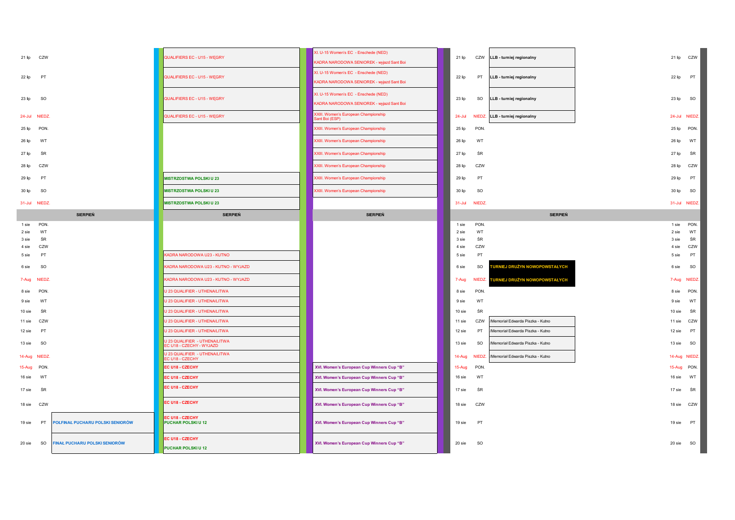| Data | Dzień | | | | Data | Dzień | | Data | Dzień |
|---|---|---|---|---|---|---|---|---|---|
| 21 lip | CZW | | QUALIFIERS EC - U15 - WĘGRY | XI. U-15 Women's EC - Enschede (NED) KADRA NARODOWA SENIOREK - wyjazd Sant Boi | 21 lip | CZW | LLB - turniej regionalny | 21 lip | CZW |
| 22 lip | PT | | QUALIFIERS EC - U15 - WĘGRY | XI. U-15 Women's EC - Enschede (NED) KADRA NARODOWA SENIOREK - wyjazd Sant Boi | 22 lip | PT | LLB - turniej regionalny | 22 lip | PT |
| 23 lip | SO | | QUALIFIERS EC - U15 - WĘGRY | XI. U-15 Women's EC - Enschede (NED) KADRA NARODOWA SENIOREK - wyjazd Sant Boi | 23 lip | SO | LLB - turniej regionalny | 23 lip | SO |
| 24-Jul | NIEDZ. | | QUALIFIERS EC - U15 - WĘGRY | XXIII. Women's European Championship Sant Boi (ESP) | 24-Jul | NIEDZ. | LLB - turniej regionalny | 24-Jul | NIEDZ. |
| 25 lip | PON. | | | XXIII. Women's European Championship | 25 lip | PON. | | 25 lip | PON. |
| 26 lip | WT | | | XXIII. Women's European Championship | 26 lip | WT | | 26 lip | WT |
| 27 lip | ŚR | | | XXIII. Women's European Championship | 27 lip | ŚR | | 27 lip | ŚR |
| 28 lip | CZW | | | XXIII. Women's European Championship | 28 lip | CZW | | 28 lip | CZW |
| 29 lip | PT | | MISTRZOSTWA POLSKI U 23 | XXIII. Women's European Championship | 29 lip | PT | | 29 lip | PT |
| 30 lip | SO | | MISTRZOSTWA POLSKI U 23 | XXIII. Women's European Championship | 30 lip | SO | | 30 lip | SO |
| 31-Jul | NIEDZ. | | MISTRZOSTWA POLSKI U 23 | | 31-Jul | NIEDZ. | | 31-Jul | NIEDZ. |
| **SIERPIEŃ** | | | **SIERPIEŃ** | **SIERPIEŃ** | **SIERPIEŃ** | | | | |
| 1 sie | PON. | | | | 1 sie | PON. | | 1 sie | PON. |
| 2 sie | WT | | | | 2 sie | WT | | 2 sie | WT |
| 3 sie | ŚR | | | | 3 sie | ŚR | | 3 sie | ŚR |
| 4 sie | CZW | | | | 4 sie | CZW | | 4 sie | CZW |
| 5 sie | PT | | KADRA NARODOWA U23 - KUTNO | | 5 sie | PT | | 5 sie | PT |
| 6 sie | SO | | KADRA NARODOWA U23 - KUTNO - WYJAZD | | 6 sie | SO | TURNIEJ DRUŻYN NOWOPOWSTAŁYCH | 6 sie | SO |
| 7-Aug | NIEDZ. | | KADRA NARODOWA U23 - KUTNO - WYJAZD | | 7-Aug | NIEDZ. | TURNIEJ DRUŻYN NOWOPOWSTAŁYCH | 7-Aug | NIEDZ. |
| 8 sie | PON. | | U 23 QUALIFIER - UTHENA/LITWA | | 8 sie | PON. | | 8 sie | PON. |
| 9 sie | WT | | U 23 QUALIFIER - UTHENA/LITWA | | 9 sie | WT | | 9 sie | WT |
| 10 sie | ŚR | | U 23 QUALIFIER - UTHENA/LITWA | | 10 sie | ŚR | | 10 sie | ŚR |
| 11 sie | CZW | | U 23 QUALIFIER - UTHENA/LITWA | | 11 sie | CZW | /Memoriał Edwarda Piszka - Kutno | 11 sie | CZW |
| 12 sie | PT | | U 23 QUALIFIER - UTHENA/LITWA | | 12 sie | PT | /Memoriał Edwarda Piszka - Kutno | 12 sie | PT |
| 13 sie | SO | | U 23 QUALIFIER - UTHENA/LITWA EC U18 - CZECHY - WYJAZD | | 13 sie | SO | /Memoriał Edwarda Piszka - Kutno | 13 sie | SO |
| 14-Aug | NIEDZ. | | U 23 QUALIFIER - UTHENA/LITWA EC U18 - CZECHY | | 14-Aug | NIEDZ. | /Memoriał Edwarda Piszka - Kutno | 14-Aug | NIEDZ. |
| 15-Aug | PON. | | EC U18 - CZECHY | XVI. Women's European Cup Winners Cup "B" | 15-Aug | PON. | | 15-Aug | PON. |
| 16 sie | WT | | EC U18 - CZECHY | XVI. Women's European Cup Winners Cup "B" | 16 sie | WT | | 16 sie | WT |
| 17 sie | ŚR | | EC U18 - CZECHY | XVI. Women's European Cup Winners Cup "B" | 17 sie | ŚR | | 17 sie | ŚR |
| 18 sie | CZW | | EC U18 - CZECHY | XVI. Women's European Cup Winners Cup "B" | 18 sie | CZW | | 18 sie | CZW |
| 19 sie | PT | PÓŁFINAŁ PUCHARU POLSKI SENIORÓW | EC U18 - CZECHY PUCHAR POLSKI U 12 | XVI. Women's European Cup Winners Cup "B" | 19 sie | PT | | 19 sie | PT |
| 20 sie | SO | FINAŁ PUCHARU POLSKI SENIORÓW | EC U18 - CZECHY PUCHAR POLSKI U 12 | XVI. Women's European Cup Winners Cup "B" | 20 sie | SO | | 20 sie | SO |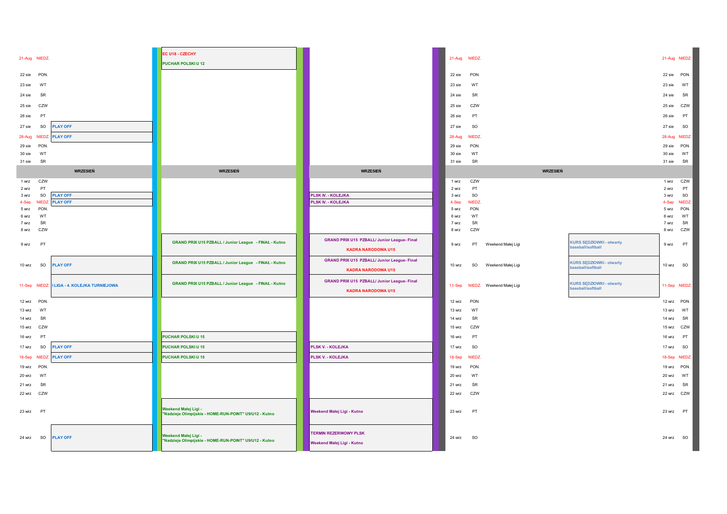| Data | Dzień | | | | Data | Dzień | | | Data | Dzień |
|---|---|---|---|---|---|---|---|---|---|---|
| 21-Aug | NIEDZ. | | EC U18 - CZECHY<br>PUCHAR POLSKI U 12 | | 21-Aug | NIEDZ. | | | 21-Aug | NIEDZ. |
| 22 sie | PON. | | | | 22 sie | PON. | | | 22 sie | PON. |
| 23 sie | WT | | | | 23 sie | WT | | | 23 sie | WT |
| 24 sie | ŚR | | | | 24 sie | ŚR | | | 24 sie | ŚR |
| 25 sie | CZW | | | | 25 sie | CZW | | | 25 sie | CZW |
| 26 sie | PT | | | | 26 sie | PT | | | 26 sie | PT |
| 27 sie | SO | PLAY OFF | | | 27 sie | SO | | | 27 sie | SO |
| 28-Aug | NIEDZ. | PLAY OFF | | | 28-Aug | NIEDZ. | | | 28-Aug | NIEDZ. |
| 29 sie | PON. | | | | 29 sie | PON. | | | 29 sie | PON. |
| 30 sie | WT | | | | 30 sie | WT | | | 30 sie | WT |
| 31 sie | ŚR | | | | 31 sie | ŚR | | | 31 sie | ŚR |
| | | WRZESIEŃ | WRZESIEŃ | WRZESIEŃ | | | WRZESIEŃ | | | |
| 1 wrz | CZW | | | | 1 wrz | CZW | | | 1 wrz | CZW |
| 2 wrz | PT | | | | 2 wrz | PT | | | 2 wrz | PT |
| 3 wrz | SO | PLAY OFF | | PLSK IV. - KOLEJKA | 3 wrz | SO | | | 3 wrz | SO |
| 4-Sep | NIEDZ. | PLAY OFF | | PLSK IV. - KOLEJKA | 4-Sep | NIEDZ. | | | 4-Sep | NIEDZ. |
| 5 wrz | PON. | | | | 5 wrz | PON. | | | 5 wrz | PON. |
| 6 wrz | WT | | | | 6 wrz | WT | | | 6 wrz | WT |
| 7 wrz | ŚR | | | | 7 wrz | ŚR | | | 7 wrz | ŚR |
| 8 wrz | CZW | | | | 8 wrz | CZW | | | 8 wrz | CZW |
| 9 wrz | PT | | GRAND PRIX U15 PZBALL / Junior League - FINAŁ - Kutno | GRAND PRIX U15 PZBALL/ Junior League- Finał<br>KADRA NARODOWA U15 | 9 wrz | PT | Weekend Małej Ligi | KURS SĘDZIOWKI - otwarty baseball/softball | 9 wrz | PT |
| 10 wrz | SO | PLAY OFF | GRAND PRIX U15 PZBALL / Junior League - FINAŁ - Kutno | GRAND PRIX U15 PZBALL/ Junior League- Finał<br>KADRA NARODOWA U15 | 10 wrz | SO | Weekend Małej Ligi | KURS SĘDZIOWKI - otwarty baseball/softball | 10 wrz | SO |
| 11-Sep | NIEDZ. | I LIGA - 4. KOLEJKA TURNIEJOWA | GRAND PRIX U15 PZBALL / Junior League - FINAŁ - Kutno | GRAND PRIX U15 PZBALL/ Junior League- Finał<br>KADRA NARODOWA U15 | 11-Sep | NIEDZ. | Weekend Małej Ligi | KURS SĘDZIOWKI - otwarty baseball/softball | 11-Sep | NIEDZ. |
| 12 wrz | PON. | | | | 12 wrz | PON. | | | 12 wrz | PON. |
| 13 wrz | WT | | | | 13 wrz | WT | | | 13 wrz | WT |
| 14 wrz | ŚR | | | | 14 wrz | ŚR | | | 14 wrz | ŚR |
| 15 wrz | CZW | | | | 15 wrz | CZW | | | 15 wrz | CZW |
| 16 wrz | PT | | PUCHAR POLSKI U 15 | | 16 wrz | PT | | | 16 wrz | PT |
| 17 wrz | SO | PLAY OFF | PUCHAR POLSKI U 15 | PLSK V. - KOLEJKA | 17 wrz | SO | | | 17 wrz | SO |
| 18-Sep | NIEDZ. | PLAY OFF | PUCHAR POLSKI U 15 | PLSK V. - KOLEJKA | 18-Sep | NIEDZ. | | | 18-Sep | NIEDZ. |
| 19 wrz | PON. | | | | 19 wrz | PON. | | | 19 wrz | PON. |
| 20 wrz | WT | | | | 20 wrz | WT | | | 20 wrz | WT |
| 21 wrz | ŚR | | | | 21 wrz | ŚR | | | 21 wrz | ŚR |
| 22 wrz | CZW | | | | 22 wrz | CZW | | | 22 wrz | CZW |
| 23 wrz | PT | | Weekend Małej Ligi - "Nadzieje Olimpijskie - HOME-RUN-POINT" U9/U12 - Kutno | Weekend Małej Ligi - Kutno | 23 wrz | PT | | | 23 wrz | PT |
| 24 wrz | SO | PLAY OFF | Weekend Małej Ligi - "Nadzieje Olimpijskie - HOME-RUN-POINT" U9/U12 - Kutno | TERMIN REZERWOWY PLSK<br>Weekend Małej Ligi - Kutno | 24 wrz | SO | | | 24 wrz | SO |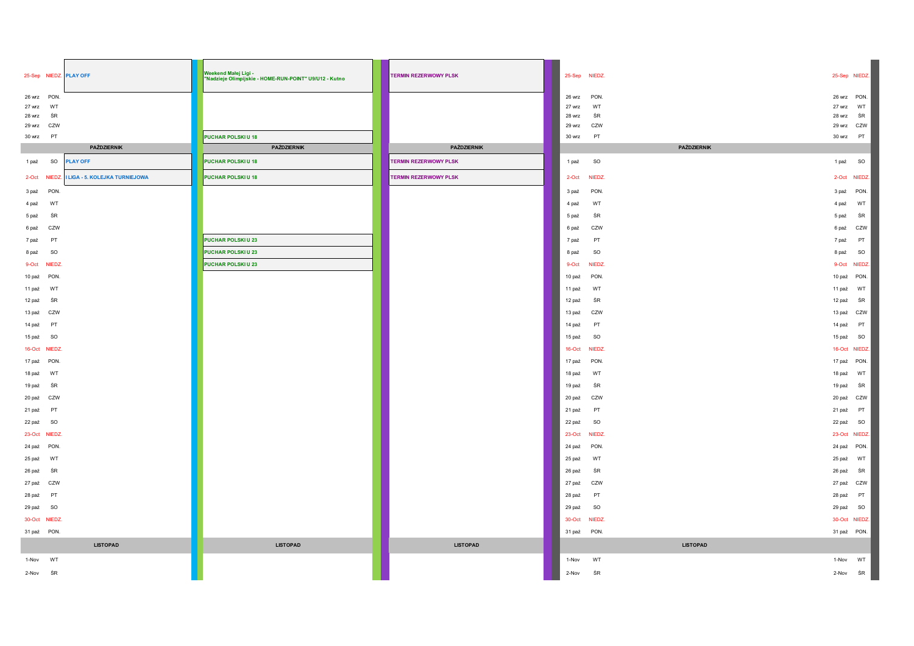| Data | Dzień | | | | Data | Dzień | | Data | Dzień |
|---|---|---|---|---|---|---|---|---|---|
| 25-Sep | NIEDZ. | PLAY OFF | Weekend Małej Ligi - "Nadzieje Olimpijskie - HOME-RUN-POINT" U9/U12 - Kutno | TERMIN REZERWOWY PLSK | 25-Sep | NIEDZ. | | 25-Sep | NIEDZ. |
| 26 wrz | PON. | | | | 26 wrz | PON. | | 26 wrz | PON. |
| 27 wrz | WT | | | | 27 wrz | WT | | 27 wrz | WT |
| 28 wrz | ŚR | | | | 28 wrz | ŚR | | 28 wrz | ŚR |
| 29 wrz | CZW | | | | 29 wrz | CZW | | 29 wrz | CZW |
| 30 wrz | PT | | PUCHAR POLSKI U 18 | | 30 wrz | PT | | 30 wrz | PT |
| PAŹDZIERNIK | | PAŹDZIERNIK | PAŹDZIERNIK | PAŹDZIERNIK | | | PAŹDZIERNIK | | |
| 1 paź | SO | PLAY OFF | PUCHAR POLSKI U 18 | TERMIN REZERWOWY PLSK | 1 paź | SO | | 1 paź | SO |
| 2-Oct | NIEDZ. | I LIGA - 5. KOLEJKA TURNIEJOWA | PUCHAR POLSKI U 18 | TERMIN REZERWOWY PLSK | 2-Oct | NIEDZ. | | 2-Oct | NIEDZ. |
| 3 paź | PON. | | | | 3 paź | PON. | | 3 paź | PON. |
| 4 paź | WT | | | | 4 paź | WT | | 4 paź | WT |
| 5 paź | ŚR | | | | 5 paź | ŚR | | 5 paź | ŚR |
| 6 paź | CZW | | | | 6 paź | CZW | | 6 paź | CZW |
| 7 paź | PT | | PUCHAR POLSKI U 23 | | 7 paź | PT | | 7 paź | PT |
| 8 paź | SO | | PUCHAR POLSKI U 23 | | 8 paź | SO | | 8 paź | SO |
| 9-Oct | NIEDZ. | | PUCHAR POLSKI U 23 | | 9-Oct | NIEDZ. | | 9-Oct | NIEDZ. |
| 10 paź | PON. | | | | 10 paź | PON. | | 10 paź | PON. |
| 11 paź | WT | | | | 11 paź | WT | | 11 paź | WT |
| 12 paź | ŚR | | | | 12 paź | ŚR | | 12 paź | ŚR |
| 13 paź | CZW | | | | 13 paź | CZW | | 13 paź | CZW |
| 14 paź | PT | | | | 14 paź | PT | | 14 paź | PT |
| 15 paź | SO | | | | 15 paź | SO | | 15 paź | SO |
| 16-Oct | NIEDZ. | | | | 16-Oct | NIEDZ. | | 16-Oct | NIEDZ. |
| 17 paź | PON. | | | | 17 paź | PON. | | 17 paź | PON. |
| 18 paź | WT | | | | 18 paź | WT | | 18 paź | WT |
| 19 paź | ŚR | | | | 19 paź | ŚR | | 19 paź | ŚR |
| 20 paź | CZW | | | | 20 paź | CZW | | 20 paź | CZW |
| 21 paź | PT | | | | 21 paź | PT | | 21 paź | PT |
| 22 paź | SO | | | | 22 paź | SO | | 22 paź | SO |
| 23-Oct | NIEDZ. | | | | 23-Oct | NIEDZ. | | 23-Oct | NIEDZ. |
| 24 paź | PON. | | | | 24 paź | PON. | | 24 paź | PON. |
| 25 paź | WT | | | | 25 paź | WT | | 25 paź | WT |
| 26 paź | ŚR | | | | 26 paź | ŚR | | 26 paź | ŚR |
| 27 paź | CZW | | | | 27 paź | CZW | | 27 paź | CZW |
| 28 paź | PT | | | | 28 paź | PT | | 28 paź | PT |
| 29 paź | SO | | | | 29 paź | SO | | 29 paź | SO |
| 30-Oct | NIEDZ. | | | | 30-Oct | NIEDZ. | | 30-Oct | NIEDZ. |
| 31 paź | PON. | | | | 31 paź | PON. | | 31 paź | PON. |
| LISTOPAD | | LISTOPAD | LISTOPAD | LISTOPAD | | | LISTOPAD | | |
| 1-Nov | WT | | | | 1-Nov | WT | | 1-Nov | WT |
| 2-Nov | ŚR | | | | 2-Nov | ŚR | | 2-Nov | ŚR |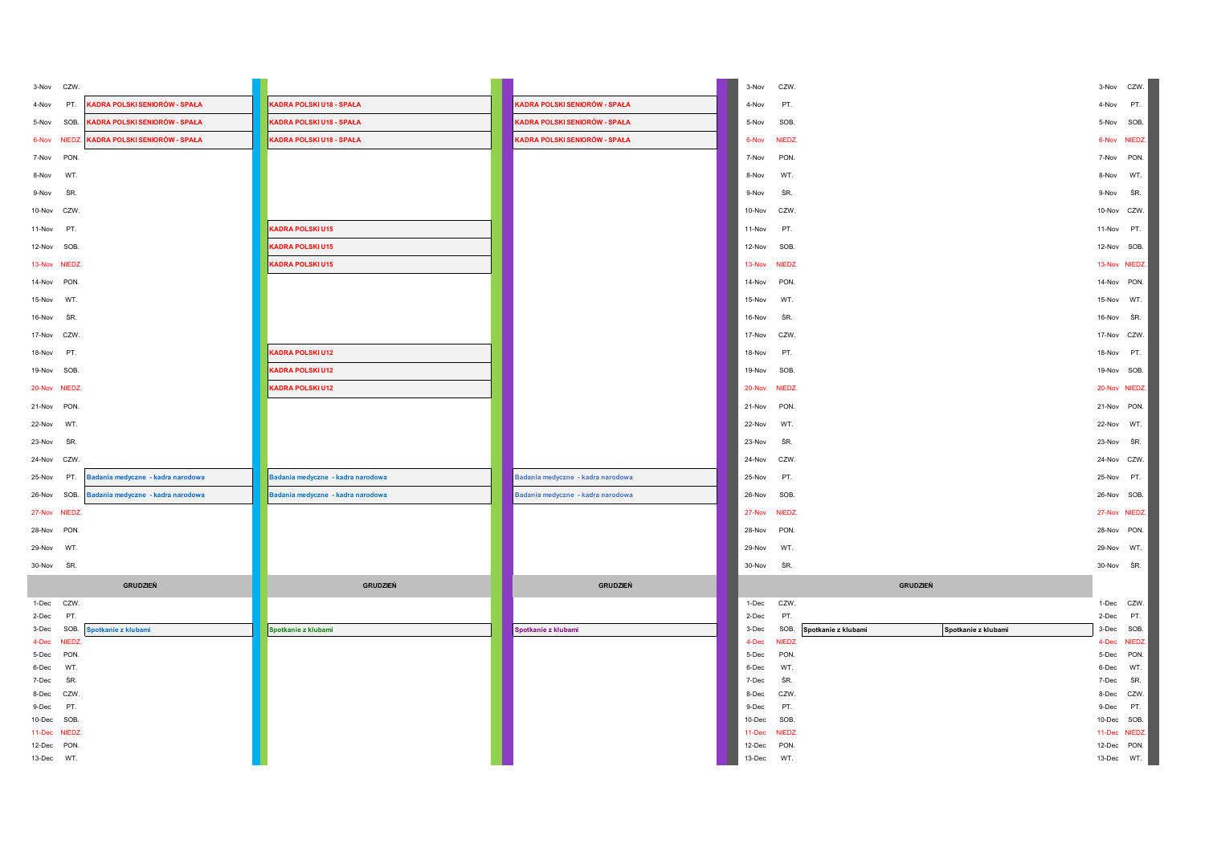| Data | Dzień | | | | Data | Dzień | | | Data | Dzień |
|---|---|---|---|---|---|---|---|---|---|---|
| 3-Nov | CZW. | | | | 3-Nov | CZW. | | | 3-Nov | CZW. |
| 4-Nov | PT. | KADRA POLSKI SENIORÓW - SPAŁA | KADRA POLSKI U18 - SPAŁA | KADRA POLSKI SENIORÓW - SPAŁA | 4-Nov | PT. | | | 4-Nov | PT. |
| 5-Nov | SOB. | KADRA POLSKI SENIORÓW - SPAŁA | KADRA POLSKI U18 - SPAŁA | KADRA POLSKI SENIORÓW - SPAŁA | 5-Nov | SOB. | | | 5-Nov | SOB. |
| 6-Nov | NIEDZ. | KADRA POLSKI SENIORÓW - SPAŁA | KADRA POLSKI U18 - SPAŁA | KADRA POLSKI SENIORÓW - SPAŁA | 6-Nov | NIEDZ. | | | 6-Nov | NIEDZ. |
| 7-Nov | PON. | | | | 7-Nov | PON. | | | 7-Nov | PON. |
| 8-Nov | WT. | | | | 8-Nov | WT. | | | 8-Nov | WT. |
| 9-Nov | ŚR. | | | | 9-Nov | ŚR. | | | 9-Nov | ŚR. |
| 10-Nov | CZW. | | | | 10-Nov | CZW. | | | 10-Nov | CZW. |
| 11-Nov | PT. | | KADRA POLSKI U15 | | 11-Nov | PT. | | | 11-Nov | PT. |
| 12-Nov | SOB. | | KADRA POLSKI U15 | | 12-Nov | SOB. | | | 12-Nov | SOB. |
| 13-Nov | NIEDZ. | | KADRA POLSKI U15 | | 13-Nov | NIEDZ. | | | 13-Nov | NIEDZ. |
| 14-Nov | PON. | | | | 14-Nov | PON. | | | 14-Nov | PON. |
| 15-Nov | WT. | | | | 15-Nov | WT. | | | 15-Nov | WT. |
| 16-Nov | ŚR. | | | | 16-Nov | ŚR. | | | 16-Nov | ŚR. |
| 17-Nov | CZW. | | | | 17-Nov | CZW. | | | 17-Nov | CZW. |
| 18-Nov | PT. | | KADRA POLSKI U12 | | 18-Nov | PT. | | | 18-Nov | PT. |
| 19-Nov | SOB. | | KADRA POLSKI U12 | | 19-Nov | SOB. | | | 19-Nov | SOB. |
| 20-Nov | NIEDZ. | | KADRA POLSKI U12 | | 20-Nov | NIEDZ. | | | 20-Nov | NIEDZ. |
| 21-Nov | PON. | | | | 21-Nov | PON. | | | 21-Nov | PON. |
| 22-Nov | WT. | | | | 22-Nov | WT. | | | 22-Nov | WT. |
| 23-Nov | ŚR. | | | | 23-Nov | ŚR. | | | 23-Nov | ŚR. |
| 24-Nov | CZW. | | | | 24-Nov | CZW. | | | 24-Nov | CZW. |
| 25-Nov | PT. | Badania medyczne - kadra narodowa | Badania medyczne - kadra narodowa | Badania medyczne - kadra narodowa | 25-Nov | PT. | | | 25-Nov | PT. |
| 26-Nov | SOB. | Badania medyczne - kadra narodowa | Badania medyczne - kadra narodowa | Badania medyczne - kadra narodowa | 26-Nov | SOB. | | | 26-Nov | SOB. |
| 27-Nov | NIEDZ. | | | | 27-Nov | NIEDZ. | | | 27-Nov | NIEDZ. |
| 28-Nov | PON. | | | | 28-Nov | PON. | | | 28-Nov | PON. |
| 29-Nov | WT. | | | | 29-Nov | WT. | | | 29-Nov | WT. |
| 30-Nov | ŚR. | | | | 30-Nov | ŚR. | | | 30-Nov | ŚR. |
| | | **GRUDZIEŃ** | **GRUDZIEŃ** | **GRUDZIEŃ** | | | **GRUDZIEŃ** | | | |
| 1-Dec | CZW. | | | | 1-Dec | CZW. | | | 1-Dec | CZW. |
| 2-Dec | PT. | | | | 2-Dec | PT. | | | 2-Dec | PT. |
| 3-Dec | SOB. | Spotkanie z klubami | Spotkanie z klubami | Spotkanie z klubami | 3-Dec | SOB. | Spotkanie z klubami | Spotkanie z klubami | 3-Dec | SOB. |
| 4-Dec | NIEDZ. | | | | 4-Dec | NIEDZ. | | | 4-Dec | NIEDZ. |
| 5-Dec | PON. | | | | 5-Dec | PON. | | | 5-Dec | PON. |
| 6-Dec | WT. | | | | 6-Dec | WT. | | | 6-Dec | WT. |
| 7-Dec | ŚR. | | | | 7-Dec | ŚR. | | | 7-Dec | ŚR. |
| 8-Dec | CZW. | | | | 8-Dec | CZW. | | | 8-Dec | CZW. |
| 9-Dec | PT. | | | | 9-Dec | PT. | | | 9-Dec | PT. |
| 10-Dec | SOB. | | | | 10-Dec | SOB. | | | 10-Dec | SOB. |
| 11-Dec | NIEDZ. | | | | 11-Dec | NIEDZ. | | | 11-Dec | NIEDZ. |
| 12-Dec | PON. | | | | 12-Dec | PON. | | | 12-Dec | PON. |
| 13-Dec | WT. | | | | 13-Dec | WT. | | | 13-Dec | WT. |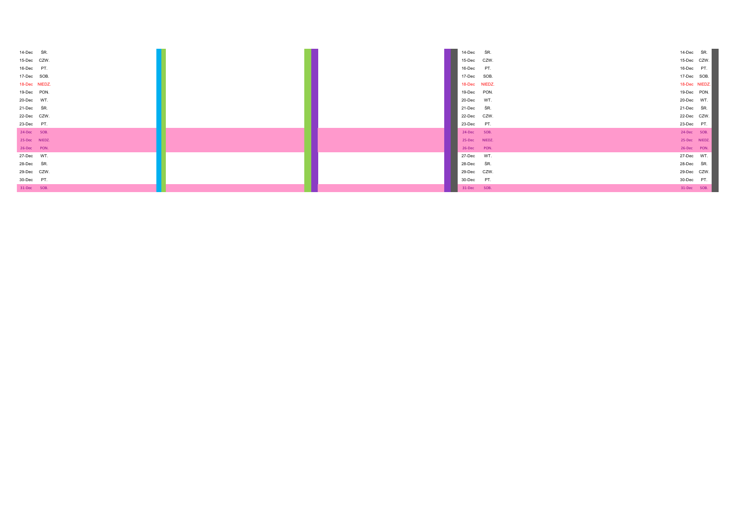| | |
|---|---|
| 14-Dec | ŚR. |
| 15-Dec | CZW. |
| 16-Dec | PT. |
| 17-Dec | SOB. |
| 18-Dec | NIEDZ. |
| 19-Dec | PON. |
| 20-Dec | WT. |
| 21-Dec | ŚR. |
| 22-Dec | CZW. |
| 23-Dec | PT. |
| 24-Dec | SOB. |
| 25-Dec | NIEDZ. |
| 26-Dec | PON. |
| 27-Dec | WT. |
| 28-Dec | ŚR. |
| 29-Dec | CZW. |
| 30-Dec | PT. |
| 31-Dec | SOB. |

| | |
|---|---|
| 14-Dec | ŚR. |
| 15-Dec | CZW. |
| 16-Dec | PT. |
| 17-Dec | SOB. |
| 18-Dec | NIEDZ. |
| 19-Dec | PON. |
| 20-Dec | WT. |
| 21-Dec | ŚR. |
| 22-Dec | CZW. |
| 23-Dec | PT. |
| 24-Dec | SOB. |
| 25-Dec | NIEDZ. |
| 26-Dec | PON. |
| 27-Dec | WT. |
| 28-Dec | ŚR. |
| 29-Dec | CZW. |
| 30-Dec | PT. |
| 31-Dec | SOB. |

| | |
|---|---|
| 14-Dec | ŚR. |
| 15-Dec | CZW. |
| 16-Dec | PT. |
| 17-Dec | SOB. |
| 18-Dec | NIEDZ. |
| 19-Dec | PON. |
| 20-Dec | WT. |
| 21-Dec | ŚR. |
| 22-Dec | CZW. |
| 23-Dec | PT. |
| 24-Dec | SOB. |
| 25-Dec | NIEDZ. |
| 26-Dec | PON. |
| 27-Dec | WT. |
| 28-Dec | ŚR. |
| 29-Dec | CZW. |
| 30-Dec | PT. |
| 31-Dec | SOB. |